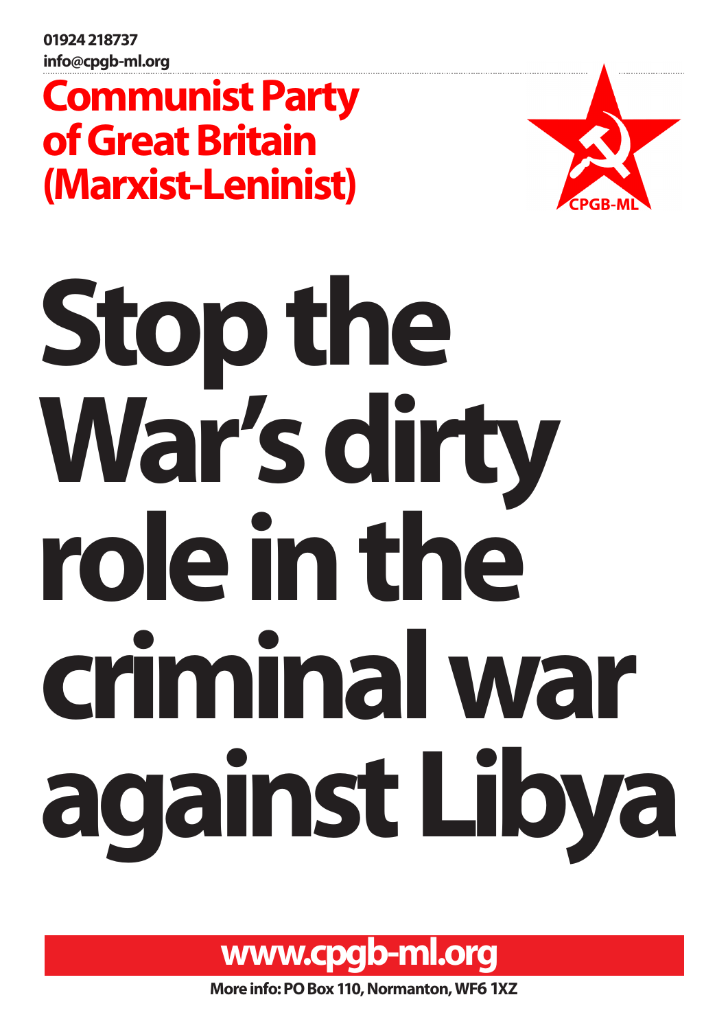01924 218737
info@cpgb-ml.org

**Communist Party of Great Britain (Marxist-Leninist)**

CPGB-ML

# Stop the War's dirty role in the criminal war against Libya

**www.cpgb-ml.org**

**More info: PO Box 110, Normanton, WF6 1XZ**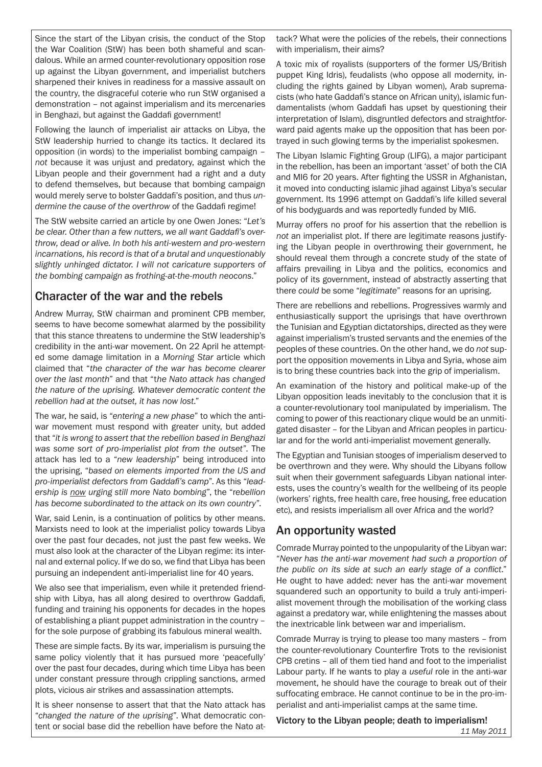Since the start of the Libyan crisis, the conduct of the Stop the War Coalition (StW) has been both shameful and scandalous. While an armed counter-revolutionary opposition rose up against the Libyan government, and imperialist butchers sharpened their knives in readiness for a massive assault on the country, the disgraceful coterie who run StW organised a demonstration – not against imperialism and its mercenaries in Benghazi, but against the Gaddafi government!

Following the launch of imperialist air attacks on Libya, the StW leadership hurried to change its tactics. It declared its opposition (in words) to the imperialist bombing campaign – *not* because it was unjust and predatory, against which the Libyan people and their government had a right and a duty to defend themselves, but because that bombing campaign would merely serve to bolster Gaddafi's position, and thus *undermine the cause of the overthrow* of the Gaddafi regime!

The StW website carried an article by one Owen Jones: "*Let's be clear. Other than a few nutters, we all want Gaddafi's overthrow, dead or alive. In both his anti-western and pro-western incarnations, his record is that of a brutal and unquestionably slightly unhinged dictator. I will not caricature supporters of the bombing campaign as frothing-at-the-mouth neocons.*"

## Character of the war and the rebels

Andrew Murray, StW chairman and prominent CPB member, seems to have become somewhat alarmed by the possibility that this stance threatens to undermine the StW leadership's credibility in the anti-war movement. On 22 April he attempted some damage limitation in a *Morning Star* article which claimed that "*the character of the war has become clearer over the last month*" and that "t*he Nato attack has changed the nature of the uprising. Whatever democratic content the rebellion had at the outset, it has now lost.*"

The war, he said, is "*entering a new phase*" to which the anti-war movement must respond with greater unity, but added that "*it is wrong to assert that the rebellion based in Benghazi was some sort of pro-imperialist plot from the outset*". The attack has led to a "*new leadership*" being introduced into the uprising, "*based on elements imported from the US and pro-imperialist defectors from Gaddafi's camp*". As this "*leadership is now urging still more Nato bombing*", the "*rebellion has become subordinated to the attack on its own country*".

War, said Lenin, is a continuation of politics by other means. Marxists need to look at the imperialist policy towards Libya over the past four decades, not just the past few weeks. We must also look at the character of the Libyan regime: its internal and external policy. If we do so, we find that Libya has been pursuing an independent anti-imperialist line for 40 years.

We also see that imperialism, even while it pretended friendship with Libya, has all along desired to overthrow Gaddafi, funding and training his opponents for decades in the hopes of establishing a pliant puppet administration in the country – for the sole purpose of grabbing its fabulous mineral wealth.

These are simple facts. By its war, imperialism is pursuing the same policy violently that it has pursued more 'peacefully' over the past four decades, during which time Libya has been under constant pressure through crippling sanctions, armed plots, vicious air strikes and assassination attempts.

It is sheer nonsense to assert that that the Nato attack has "*changed the nature of the uprising*". What democratic content or social base did the rebellion have before the Nato attack? What were the policies of the rebels, their connections with imperialism, their aims?

A toxic mix of royalists (supporters of the former US/British puppet King Idris), feudalists (who oppose all modernity, including the rights gained by Libyan women), Arab supremacists (who hate Gaddafi's stance on African unity), islamic fundamentalists (whom Gaddafi has upset by questioning their interpretation of Islam), disgruntled defectors and straightforward paid agents make up the opposition that has been portrayed in such glowing terms by the imperialist spokesmen.

The Libyan Islamic Fighting Group (LIFG), a major participant in the rebellion, has been an important 'asset' of both the CIA and MI6 for 20 years. After fighting the USSR in Afghanistan, it moved into conducting islamic jihad against Libya's secular government. Its 1996 attempt on Gaddafi's life killed several of his bodyguards and was reportedly funded by MI6.

Murray offers no proof for his assertion that the rebellion is *not* an imperialist plot. If there are legitimate reasons justifying the Libyan people in overthrowing their government, he should reveal them through a concrete study of the state of affairs prevailing in Libya and the politics, economics and policy of its government, instead of abstractly asserting that there *could* be some "*legitimate*" reasons for an uprising.

There are rebellions and rebellions. Progressives warmly and enthusiastically support the uprisings that have overthrown the Tunisian and Egyptian dictatorships, directed as they were against imperialism's trusted servants and the enemies of the peoples of these countries. On the other hand, we do *not* support the opposition movements in Libya and Syria, whose aim is to bring these countries back into the grip of imperialism.

An examination of the history and political make-up of the Libyan opposition leads inevitably to the conclusion that it is a counter-revolutionary tool manipulated by imperialism. The coming to power of this reactionary clique would be an unmitigated disaster – for the Libyan and African peoples in particular and for the world anti-imperialist movement generally.

The Egyptian and Tunisian stooges of imperialism deserved to be overthrown and they were. Why should the Libyans follow suit when their government safeguards Libyan national interests, uses the country's wealth for the wellbeing of its people (workers' rights, free health care, free housing, free education etc), and resists imperialism all over Africa and the world?

## An opportunity wasted

Comrade Murray pointed to the unpopularity of the Libyan war: "*Never has the anti-war movement had such a proportion of the public on its side at such an early stage of a conflict.*" He ought to have added: never has the anti-war movement squandered such an opportunity to build a truly anti-imperialist movement through the mobilisation of the working class against a predatory war, while enlightening the masses about the inextricable link between war and imperialism.

Comrade Murray is trying to please too many masters – from the counter-revolutionary Counterfire Trots to the revisionist CPB cretins – all of them tied hand and foot to the imperialist Labour party. If he wants to play a *useful* role in the anti-war movement, he should have the courage to break out of their suffocating embrace. He cannot continue to be in the pro-imperialist and anti-imperialist camps at the same time.

**Victory to the Libyan people; death to imperialism!**

*11 May 2011*